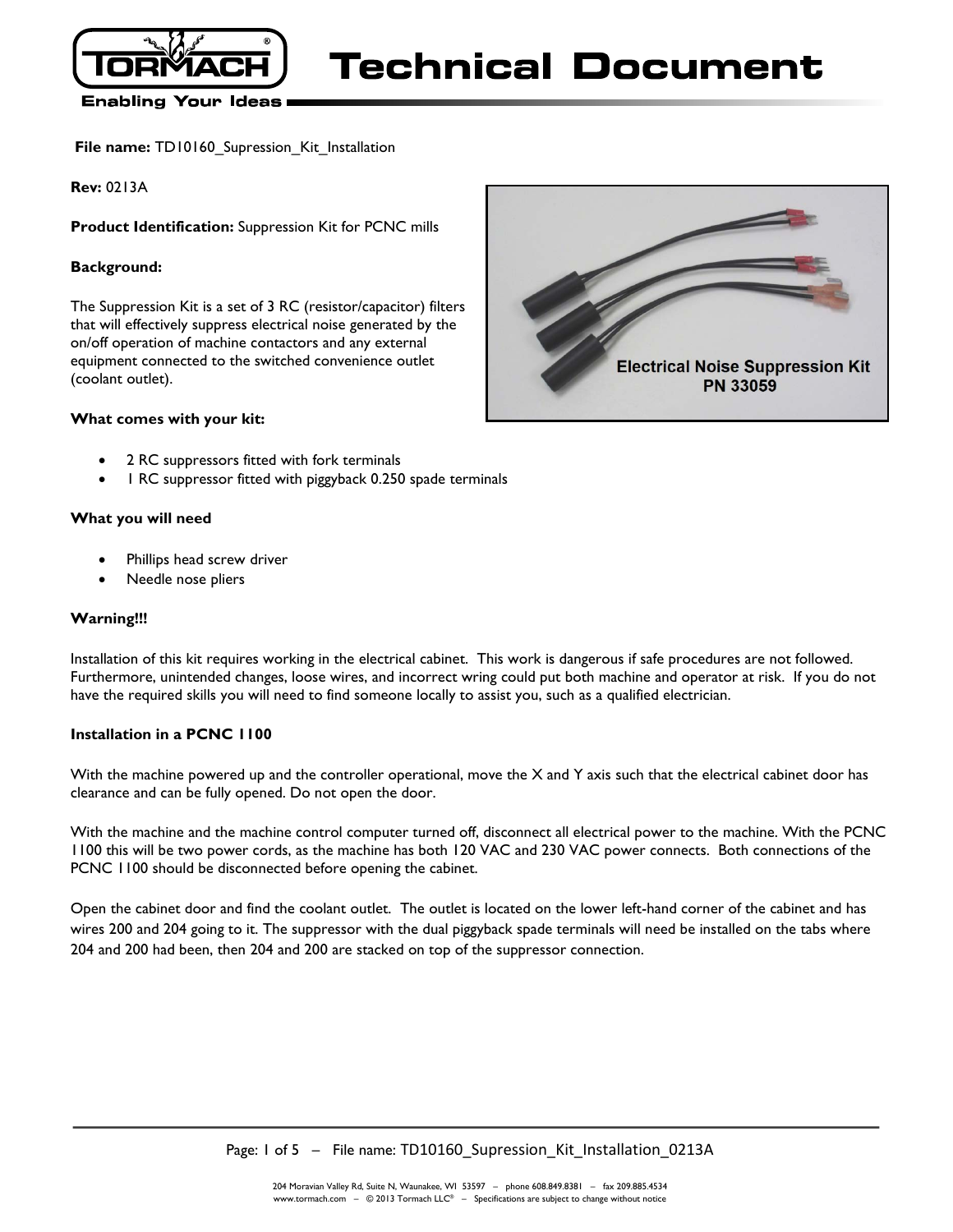**File name:** TD10160_Supression_Kit_Installation

**Rev:** 0213A

**Product Identification:** Suppression Kit for PCNC mills

**Background:**

The Suppression Kit is a set of 3 RC (resistor/capacitor) filters that will effectively suppress electrical noise generated by the on/off operation of machine contactors and any external equipment connected to the switched convenience outlet (coolant outlet).

Electrical Noise Suppression Kit
PN 33059

**What comes with your kit:**

- 2 RC suppressors fitted with fork terminals
- 1 RC suppressor fitted with piggyback 0.250 spade terminals

**What you will need**

- Phillips head screw driver
- Needle nose pliers

**Warning!!!**

Installation of this kit requires working in the electrical cabinet. This work is dangerous if safe procedures are not followed. Furthermore, unintended changes, loose wires, and incorrect wring could put both machine and operator at risk. If you do not have the required skills you will need to find someone locally to assist you, such as a qualified electrician.

**Installation in a PCNC 1100**

With the machine powered up and the controller operational, move the X and Y axis such that the electrical cabinet door has clearance and can be fully opened. Do not open the door.

With the machine and the machine control computer turned off, disconnect all electrical power to the machine. With the PCNC 1100 this will be two power cords, as the machine has both 120 VAC and 230 VAC power connects. Both connections of the PCNC 1100 should be disconnected before opening the cabinet.

Open the cabinet door and find the coolant outlet. The outlet is located on the lower left-hand corner of the cabinet and has wires 200 and 204 going to it. The suppressor with the dual piggyback spade terminals will need be installed on the tabs where 204 and 200 had been, then 204 and 200 are stacked on top of the suppressor connection.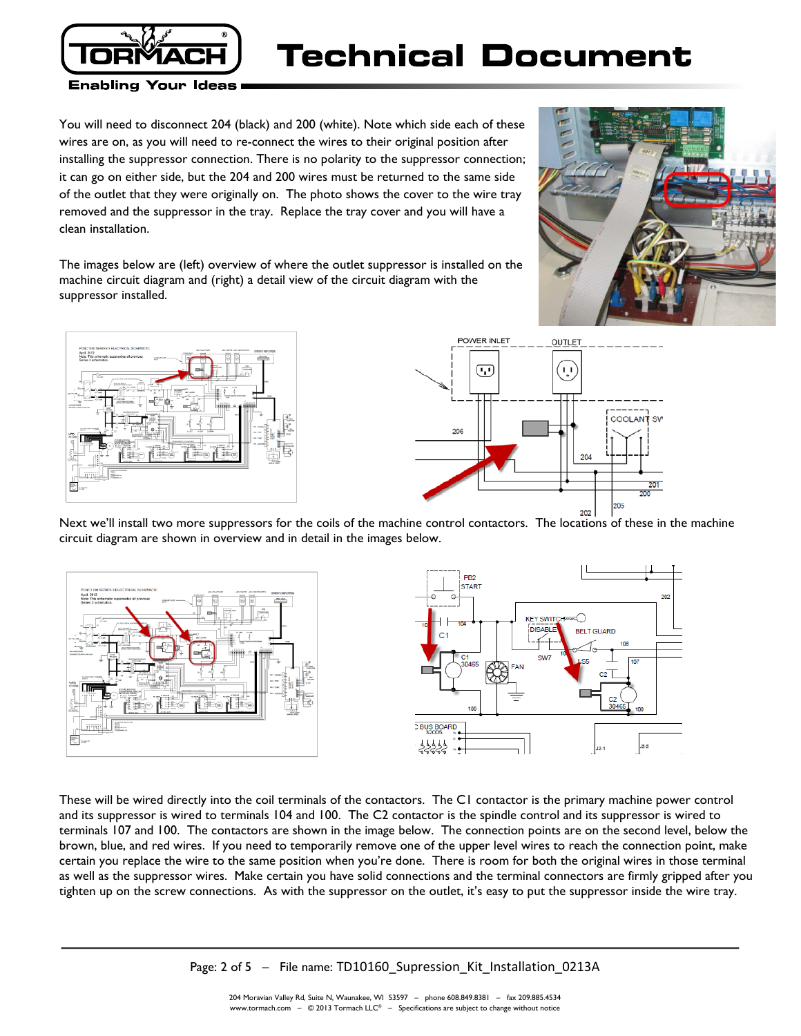You will need to disconnect 204 (black) and 200 (white). Note which side each of these wires are on, as you will need to re-connect the wires to their original position after installing the suppressor connection. There is no polarity to the suppressor connection; it can go on either side, but the 204 and 200 wires must be returned to the same side of the outlet that they were originally on. The photo shows the cover to the wire tray removed and the suppressor in the tray. Replace the tray cover and you will have a clean installation.

The images below are (left) overview of where the outlet suppressor is installed on the machine circuit diagram and (right) a detail view of the circuit diagram with the suppressor installed.

Next we'll install two more suppressors for the coils of the machine control contactors. The locations of these in the machine circuit diagram are shown in overview and in detail in the images below.

These will be wired directly into the coil terminals of the contactors. The C1 contactor is the primary machine power control and its suppressor is wired to terminals 104 and 100. The C2 contactor is the spindle control and its suppressor is wired to terminals 107 and 100. The contactors are shown in the image below. The connection points are on the second level, below the brown, blue, and red wires. If you need to temporarily remove one of the upper level wires to reach the connection point, make certain you replace the wire to the same position when you're done. There is room for both the original wires in those terminal as well as the suppressor wires. Make certain you have solid connections and the terminal connectors are firmly gripped after you tighten up on the screw connections. As with the suppressor on the outlet, it's easy to put the suppressor inside the wire tray.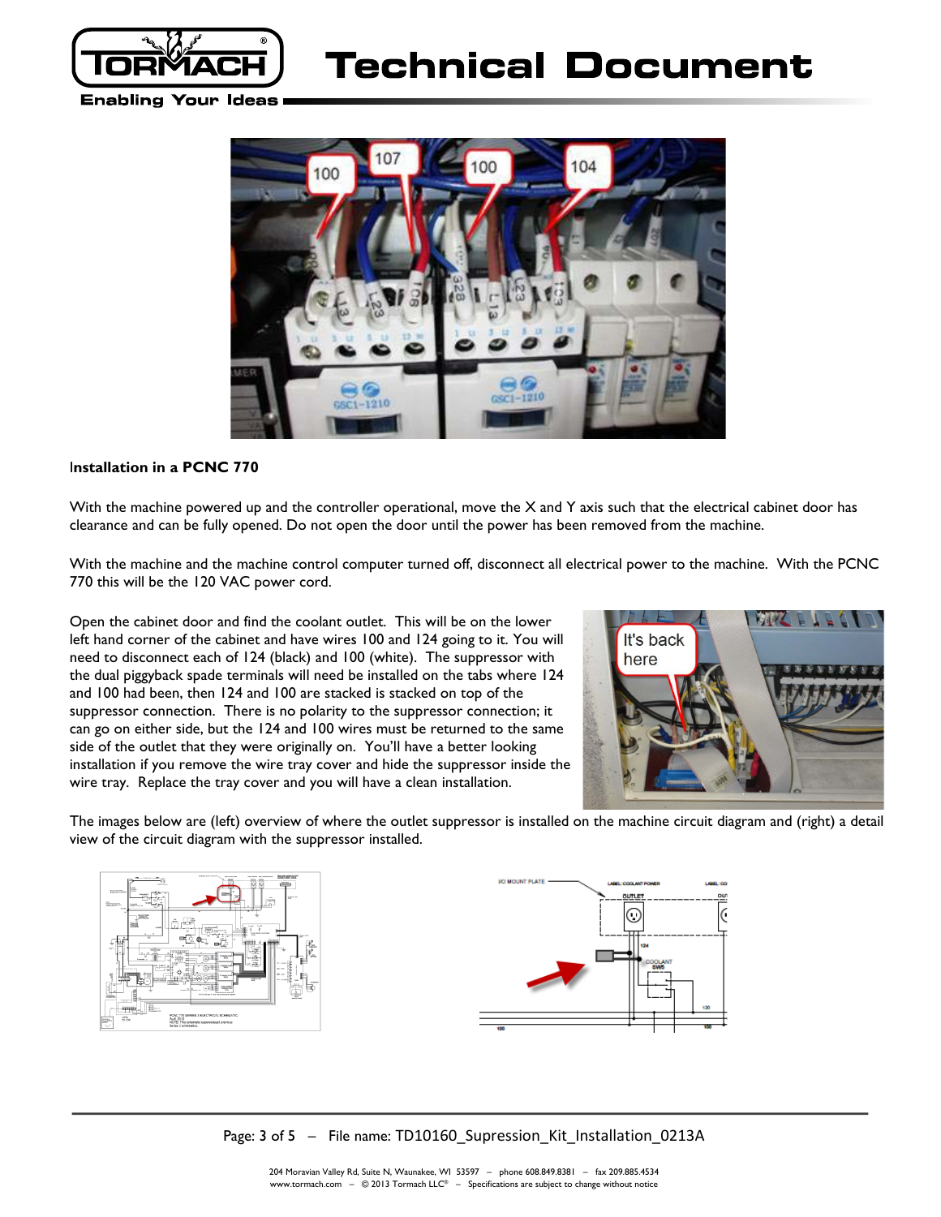**Installation in a PCNC 770**

With the machine powered up and the controller operational, move the X and Y axis such that the electrical cabinet door has clearance and can be fully opened. Do not open the door until the power has been removed from the machine.

With the machine and the machine control computer turned off, disconnect all electrical power to the machine. With the PCNC 770 this will be the 120 VAC power cord.

Open the cabinet door and find the coolant outlet. This will be on the lower left hand corner of the cabinet and have wires 100 and 124 going to it. You will need to disconnect each of 124 (black) and 100 (white). The suppressor with the dual piggyback spade terminals will need be installed on the tabs where 124 and 100 had been, then 124 and 100 are stacked is stacked on top of the suppressor connection. There is no polarity to the suppressor connection; it can go on either side, but the 124 and 100 wires must be returned to the same side of the outlet that they were originally on. You'll have a better looking installation if you remove the wire tray cover and hide the suppressor inside the wire tray. Replace the tray cover and you will have a clean installation.

The images below are (left) overview of where the outlet suppressor is installed on the machine circuit diagram and (right) a detail view of the circuit diagram with the suppressor installed.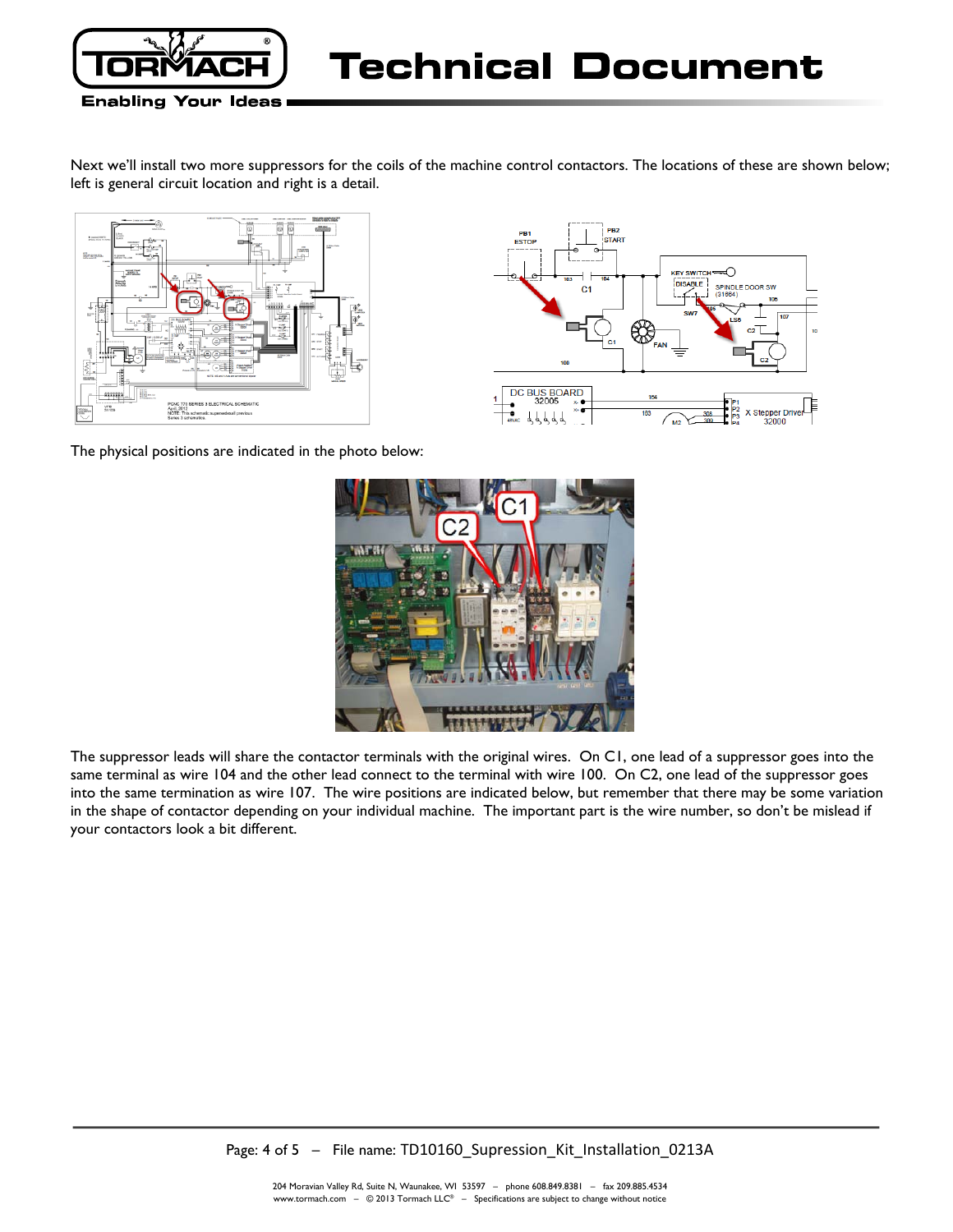Next we'll install two more suppressors for the coils of the machine control contactors. The locations of these are shown below; left is general circuit location and right is a detail.

The physical positions are indicated in the photo below:

The suppressor leads will share the contactor terminals with the original wires. On C1, one lead of a suppressor goes into the same terminal as wire 104 and the other lead connect to the terminal with wire 100. On C2, one lead of the suppressor goes into the same termination as wire 107. The wire positions are indicated below, but remember that there may be some variation in the shape of contactor depending on your individual machine. The important part is the wire number, so don't be mislead if your contactors look a bit different.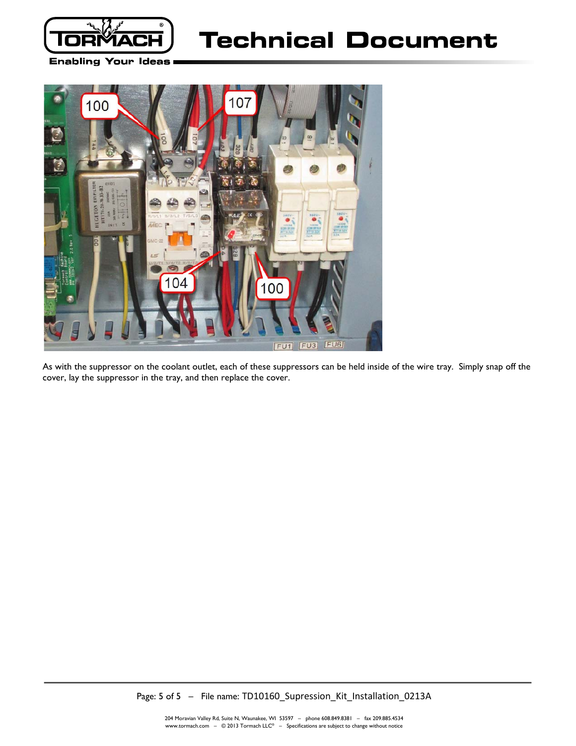As with the suppressor on the coolant outlet, each of these suppressors can be held inside of the wire tray. Simply snap off the cover, lay the suppressor in the tray, and then replace the cover.